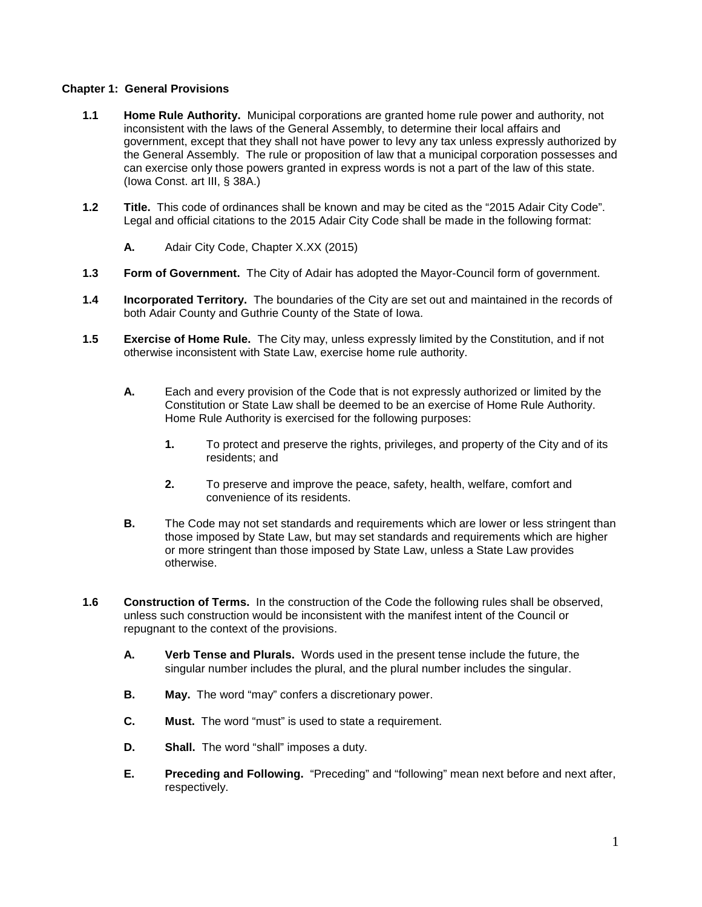## Chapter 1: General Provisions

**1.1 Home Rule Authority.** Municipal corporations are granted home rule power and authority, not inconsistent with the laws of the General Assembly, to determine their local affairs and government, except that they shall not have power to levy any tax unless expressly authorized by the General Assembly. The rule or proposition of law that a municipal corporation possesses and can exercise only those powers granted in express words is not a part of the law of this state. (Iowa Const. art III, § 38A.)

**1.2 Title.** This code of ordinances shall be known and may be cited as the "2015 Adair City Code". Legal and official citations to the 2015 Adair City Code shall be made in the following format:

- **A.** Adair City Code, Chapter X.XX (2015)

**1.3 Form of Government.** The City of Adair has adopted the Mayor-Council form of government.

**1.4 Incorporated Territory.** The boundaries of the City are set out and maintained in the records of both Adair County and Guthrie County of the State of Iowa.

**1.5 Exercise of Home Rule.** The City may, unless expressly limited by the Constitution, and if not otherwise inconsistent with State Law, exercise home rule authority.

- **A.** Each and every provision of the Code that is not expressly authorized or limited by the Constitution or State Law shall be deemed to be an exercise of Home Rule Authority. Home Rule Authority is exercised for the following purposes:
  - **1.** To protect and preserve the rights, privileges, and property of the City and of its residents; and
  - **2.** To preserve and improve the peace, safety, health, welfare, comfort and convenience of its residents.
- **B.** The Code may not set standards and requirements which are lower or less stringent than those imposed by State Law, but may set standards and requirements which are higher or more stringent than those imposed by State Law, unless a State Law provides otherwise.

**1.6 Construction of Terms.** In the construction of the Code the following rules shall be observed, unless such construction would be inconsistent with the manifest intent of the Council or repugnant to the context of the provisions.

- **A. Verb Tense and Plurals.** Words used in the present tense include the future, the singular number includes the plural, and the plural number includes the singular.
- **B. May.** The word "may" confers a discretionary power.
- **C. Must.** The word "must" is used to state a requirement.
- **D. Shall.** The word "shall" imposes a duty.
- **E. Preceding and Following.** "Preceding" and "following" mean next before and next after, respectively.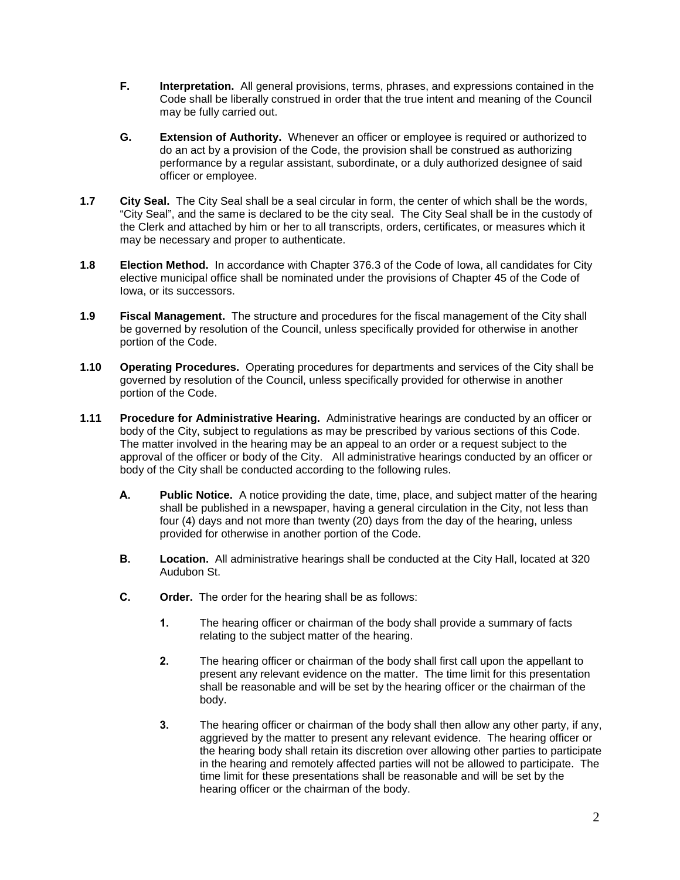**F. Interpretation.** All general provisions, terms, phrases, and expressions contained in the Code shall be liberally construed in order that the true intent and meaning of the Council may be fully carried out.

**G. Extension of Authority.** Whenever an officer or employee is required or authorized to do an act by a provision of the Code, the provision shall be construed as authorizing performance by a regular assistant, subordinate, or a duly authorized designee of said officer or employee.

**1.7 City Seal.** The City Seal shall be a seal circular in form, the center of which shall be the words, "City Seal", and the same is declared to be the city seal. The City Seal shall be in the custody of the Clerk and attached by him or her to all transcripts, orders, certificates, or measures which it may be necessary and proper to authenticate.

**1.8 Election Method.** In accordance with Chapter 376.3 of the Code of Iowa, all candidates for City elective municipal office shall be nominated under the provisions of Chapter 45 of the Code of Iowa, or its successors.

**1.9 Fiscal Management.** The structure and procedures for the fiscal management of the City shall be governed by resolution of the Council, unless specifically provided for otherwise in another portion of the Code.

**1.10 Operating Procedures.** Operating procedures for departments and services of the City shall be governed by resolution of the Council, unless specifically provided for otherwise in another portion of the Code.

**1.11 Procedure for Administrative Hearing.** Administrative hearings are conducted by an officer or body of the City, subject to regulations as may be prescribed by various sections of this Code. The matter involved in the hearing may be an appeal to an order or a request subject to the approval of the officer or body of the City. All administrative hearings conducted by an officer or body of the City shall be conducted according to the following rules.

**A. Public Notice.** A notice providing the date, time, place, and subject matter of the hearing shall be published in a newspaper, having a general circulation in the City, not less than four (4) days and not more than twenty (20) days from the day of the hearing, unless provided for otherwise in another portion of the Code.

**B. Location.** All administrative hearings shall be conducted at the City Hall, located at 320 Audubon St.

**C. Order.** The order for the hearing shall be as follows:

**1.** The hearing officer or chairman of the body shall provide a summary of facts relating to the subject matter of the hearing.

**2.** The hearing officer or chairman of the body shall first call upon the appellant to present any relevant evidence on the matter. The time limit for this presentation shall be reasonable and will be set by the hearing officer or the chairman of the body.

**3.** The hearing officer or chairman of the body shall then allow any other party, if any, aggrieved by the matter to present any relevant evidence. The hearing officer or the hearing body shall retain its discretion over allowing other parties to participate in the hearing and remotely affected parties will not be allowed to participate. The time limit for these presentations shall be reasonable and will be set by the hearing officer or the chairman of the body.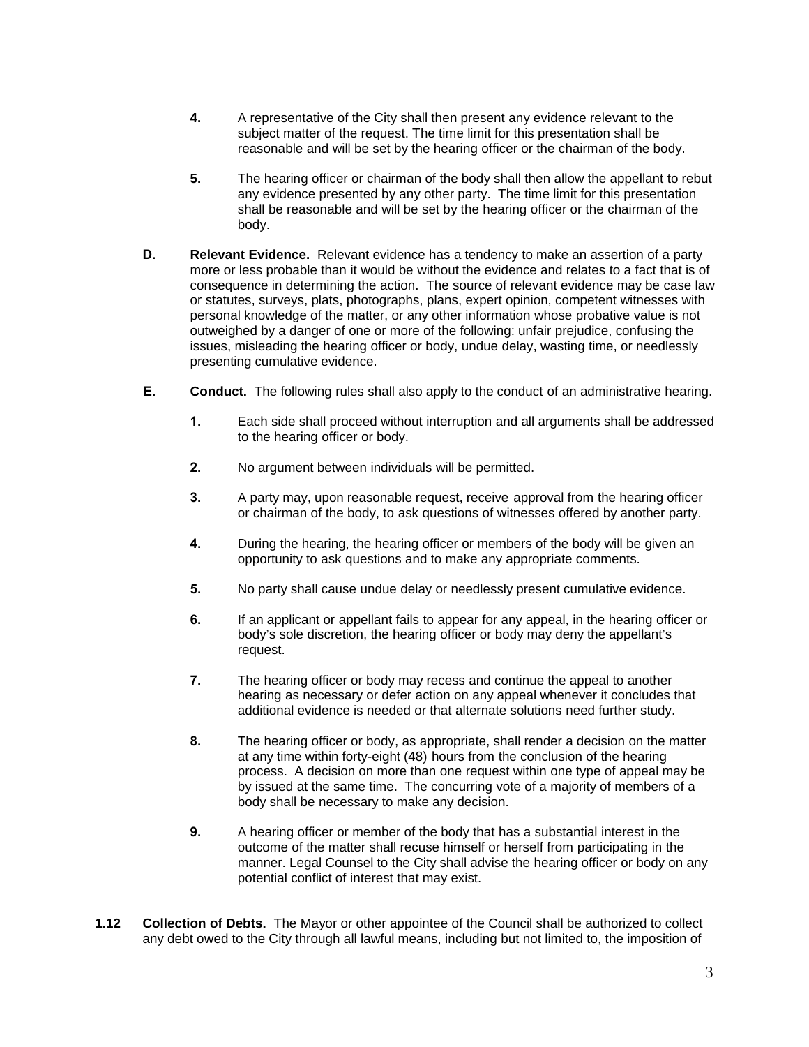4. A representative of the City shall then present any evidence relevant to the subject matter of the request. The time limit for this presentation shall be reasonable and will be set by the hearing officer or the chairman of the body.

5. The hearing officer or chairman of the body shall then allow the appellant to rebut any evidence presented by any other party. The time limit for this presentation shall be reasonable and will be set by the hearing officer or the chairman of the body.

**D. Relevant Evidence.** Relevant evidence has a tendency to make an assertion of a party more or less probable than it would be without the evidence and relates to a fact that is of consequence in determining the action. The source of relevant evidence may be case law or statutes, surveys, plats, photographs, plans, expert opinion, competent witnesses with personal knowledge of the matter, or any other information whose probative value is not outweighed by a danger of one or more of the following: unfair prejudice, confusing the issues, misleading the hearing officer or body, undue delay, wasting time, or needlessly presenting cumulative evidence.

**E. Conduct.** The following rules shall also apply to the conduct of an administrative hearing.

1. Each side shall proceed without interruption and all arguments shall be addressed to the hearing officer or body.

2. No argument between individuals will be permitted.

3. A party may, upon reasonable request, receive approval from the hearing officer or chairman of the body, to ask questions of witnesses offered by another party.

4. During the hearing, the hearing officer or members of the body will be given an opportunity to ask questions and to make any appropriate comments.

5. No party shall cause undue delay or needlessly present cumulative evidence.

6. If an applicant or appellant fails to appear for any appeal, in the hearing officer or body's sole discretion, the hearing officer or body may deny the appellant's request.

7. The hearing officer or body may recess and continue the appeal to another hearing as necessary or defer action on any appeal whenever it concludes that additional evidence is needed or that alternate solutions need further study.

8. The hearing officer or body, as appropriate, shall render a decision on the matter at any time within forty-eight (48) hours from the conclusion of the hearing process. A decision on more than one request within one type of appeal may be by issued at the same time. The concurring vote of a majority of members of a body shall be necessary to make any decision.

9. A hearing officer or member of the body that has a substantial interest in the outcome of the matter shall recuse himself or herself from participating in the manner. Legal Counsel to the City shall advise the hearing officer or body on any potential conflict of interest that may exist.

**1.12 Collection of Debts.** The Mayor or other appointee of the Council shall be authorized to collect any debt owed to the City through all lawful means, including but not limited to, the imposition of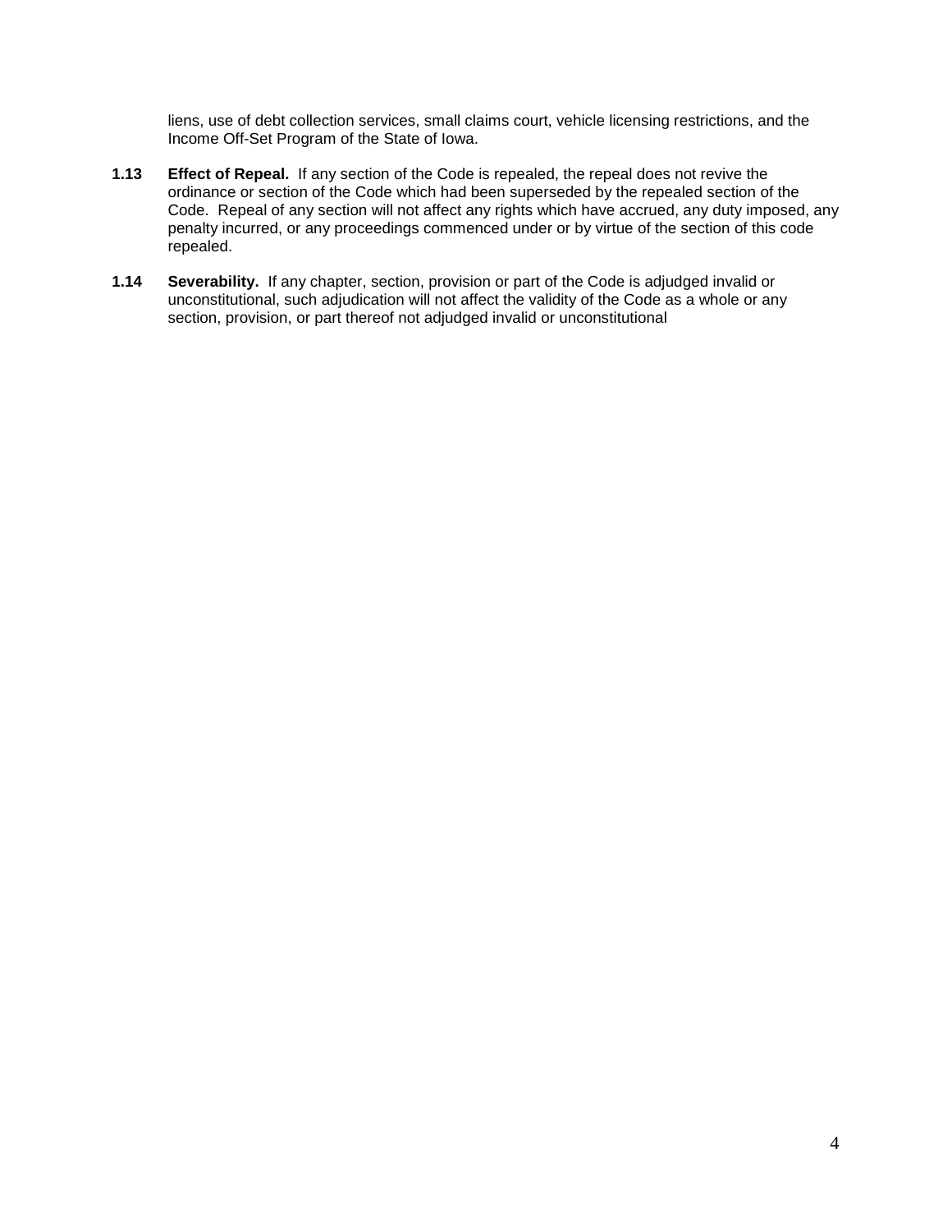liens, use of debt collection services, small claims court, vehicle licensing restrictions, and the Income Off-Set Program of the State of Iowa.

**1.13 Effect of Repeal.** If any section of the Code is repealed, the repeal does not revive the ordinance or section of the Code which had been superseded by the repealed section of the Code. Repeal of any section will not affect any rights which have accrued, any duty imposed, any penalty incurred, or any proceedings commenced under or by virtue of the section of this code repealed.

**1.14 Severability.** If any chapter, section, provision or part of the Code is adjudged invalid or unconstitutional, such adjudication will not affect the validity of the Code as a whole or any section, provision, or part thereof not adjudged invalid or unconstitutional